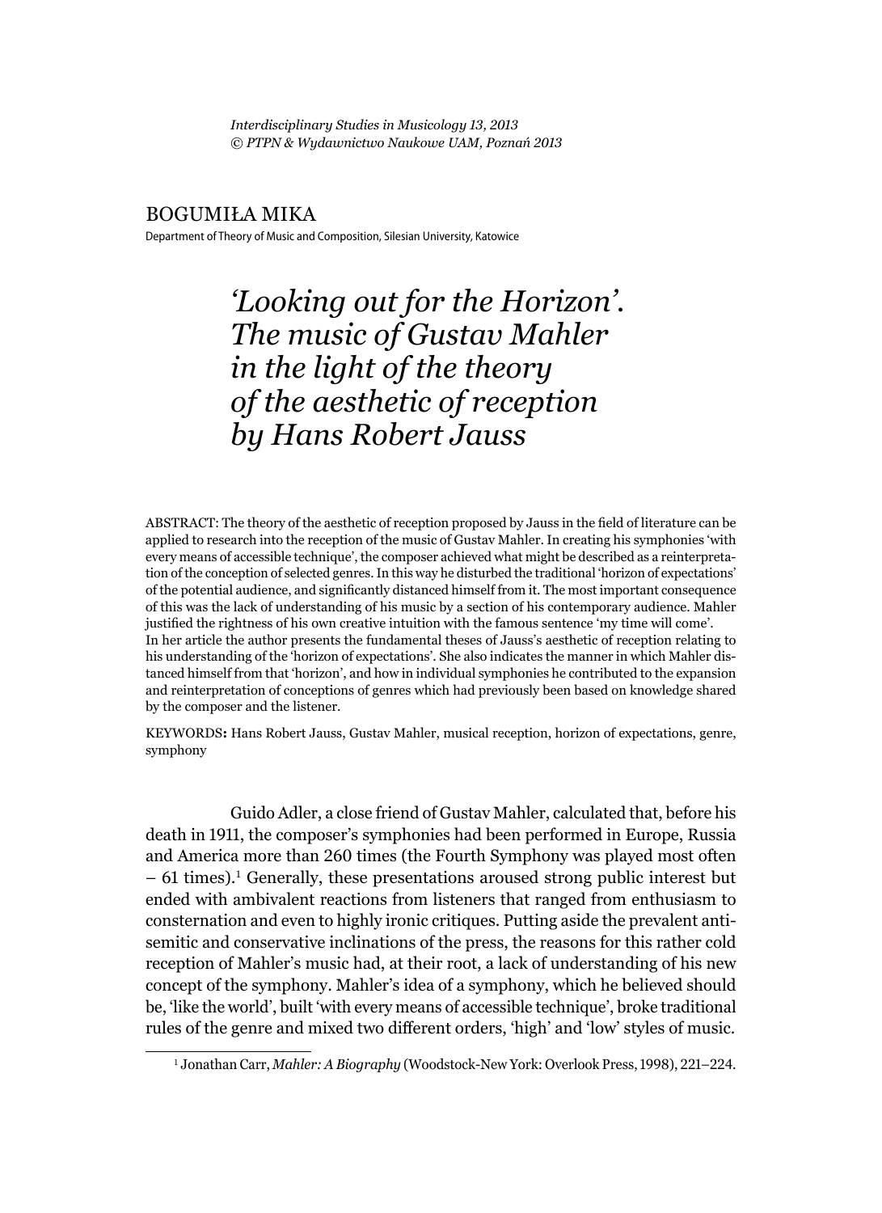*Interdisciplinary Studies in Musicology 13, 2013*
*© PTPN & Wydawnictwo Naukowe UAM, Poznań 2013*

BOGUMIŁA MIKA

Department of Theory of Music and Composition, Silesian University, Katowice

# *'Looking out for the Horizon'. The music of Gustav Mahler in the light of the theory of the aesthetic of reception by Hans Robert Jauss*

ABSTRACT: The theory of the aesthetic of reception proposed by Jauss in the field of literature can be applied to research into the reception of the music of Gustav Mahler. In creating his symphonies 'with every means of accessible technique', the composer achieved what might be described as a reinterpretation of the conception of selected genres. In this way he disturbed the traditional 'horizon of expectations' of the potential audience, and significantly distanced himself from it. The most important consequence of this was the lack of understanding of his music by a section of his contemporary audience. Mahler justified the rightness of his own creative intuition with the famous sentence 'my time will come'. In her article the author presents the fundamental theses of Jauss's aesthetic of reception relating to his understanding of the 'horizon of expectations'. She also indicates the manner in which Mahler distanced himself from that 'horizon', and how in individual symphonies he contributed to the expansion and reinterpretation of conceptions of genres which had previously been based on knowledge shared by the composer and the listener.

KEYWORDS: Hans Robert Jauss, Gustav Mahler, musical reception, horizon of expectations, genre, symphony

Guido Adler, a close friend of Gustav Mahler, calculated that, before his death in 1911, the composer's symphonies had been performed in Europe, Russia and America more than 260 times (the Fourth Symphony was played most often – 61 times).[1] Generally, these presentations aroused strong public interest but ended with ambivalent reactions from listeners that ranged from enthusiasm to consternation and even to highly ironic critiques. Putting aside the prevalent anti-semitic and conservative inclinations of the press, the reasons for this rather cold reception of Mahler's music had, at their root, a lack of understanding of his new concept of the symphony. Mahler's idea of a symphony, which he believed should be, 'like the world', built 'with every means of accessible technique', broke traditional rules of the genre and mixed two different orders, 'high' and 'low' styles of music.

[1] Jonathan Carr, *Mahler: A Biography* (Woodstock-New York: Overlook Press, 1998), 221–224.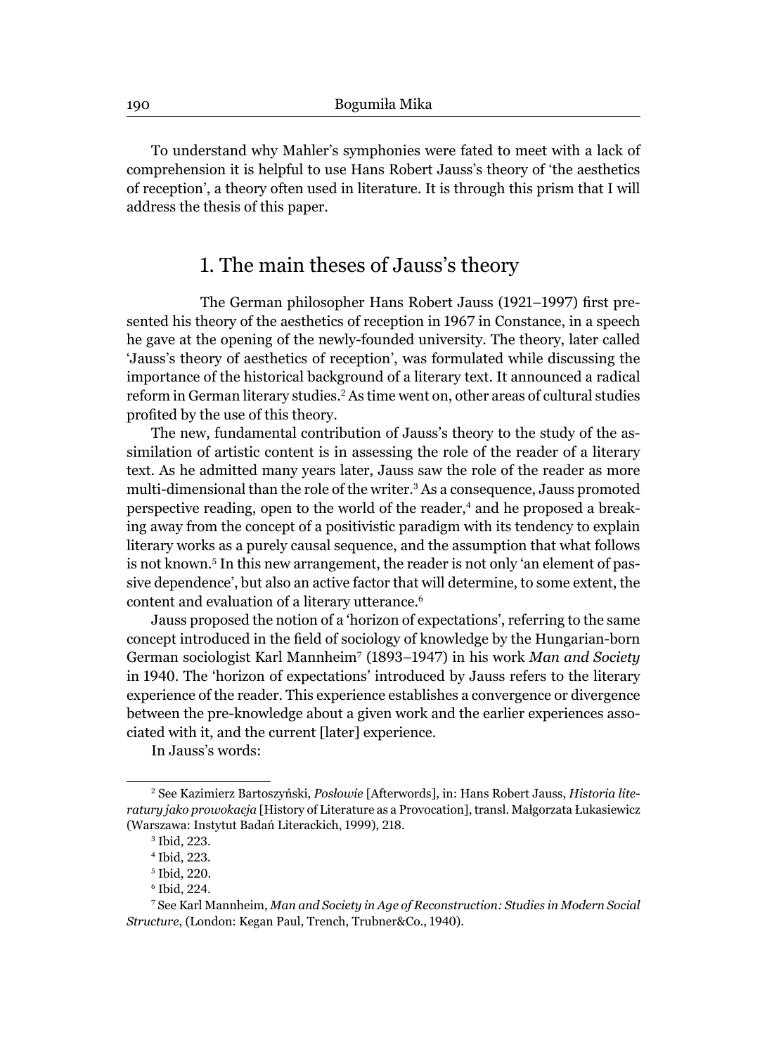To understand why Mahler's symphonies were fated to meet with a lack of comprehension it is helpful to use Hans Robert Jauss's theory of 'the aesthetics of reception', a theory often used in literature. It is through this prism that I will address the thesis of this paper.

## 1. The main theses of Jauss's theory

The German philosopher Hans Robert Jauss (1921–1997) first presented his theory of the aesthetics of reception in 1967 in Constance, in a speech he gave at the opening of the newly-founded university. The theory, later called 'Jauss's theory of aesthetics of reception', was formulated while discussing the importance of the historical background of a literary text. It announced a radical reform in German literary studies.[2] As time went on, other areas of cultural studies profited by the use of this theory.

The new, fundamental contribution of Jauss's theory to the study of the assimilation of artistic content is in assessing the role of the reader of a literary text. As he admitted many years later, Jauss saw the role of the reader as more multi-dimensional than the role of the writer.[3] As a consequence, Jauss promoted perspective reading, open to the world of the reader,[4] and he proposed a breaking away from the concept of a positivistic paradigm with its tendency to explain literary works as a purely causal sequence, and the assumption that what follows is not known.[5] In this new arrangement, the reader is not only 'an element of passive dependence', but also an active factor that will determine, to some extent, the content and evaluation of a literary utterance.[6]

Jauss proposed the notion of a 'horizon of expectations', referring to the same concept introduced in the field of sociology of knowledge by the Hungarian-born German sociologist Karl Mannheim[7] (1893–1947) in his work *Man and Society* in 1940. The 'horizon of expectations' introduced by Jauss refers to the literary experience of the reader. This experience establishes a convergence or divergence between the pre-knowledge about a given work and the earlier experiences associated with it, and the current [later] experience.

In Jauss's words:

---

[2] See Kazimierz Bartoszyński, *Posłowie* [Afterwords], in: Hans Robert Jauss, *Historia literatury jako prowokacja* [History of Literature as a Provocation], transl. Małgorzata Łukasiewicz (Warszawa: Instytut Badań Literackich, 1999), 218.

[3] Ibid, 223.

[4] Ibid, 223.

[5] Ibid, 220.

[6] Ibid, 224.

[7] See Karl Mannheim, *Man and Society in Age of Reconstruction: Studies in Modern Social Structure*, (London: Kegan Paul, Trench, Trubner&Co., 1940).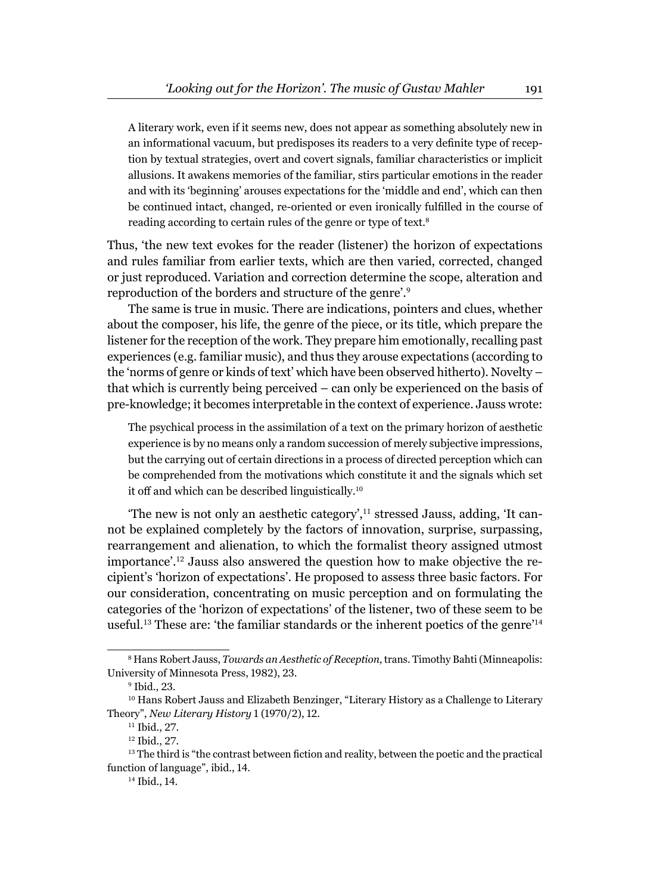> A literary work, even if it seems new, does not appear as something absolutely new in an informational vacuum, but predisposes its readers to a very definite type of reception by textual strategies, overt and covert signals, familiar characteristics or implicit allusions. It awakens memories of the familiar, stirs particular emotions in the reader and with its 'beginning' arouses expectations for the 'middle and end', which can then be continued intact, changed, re-oriented or even ironically fulfilled in the course of reading according to certain rules of the genre or type of text.[8]

Thus, 'the new text evokes for the reader (listener) the horizon of expectations and rules familiar from earlier texts, which are then varied, corrected, changed or just reproduced. Variation and correction determine the scope, alteration and reproduction of the borders and structure of the genre'.[9]

The same is true in music. There are indications, pointers and clues, whether about the composer, his life, the genre of the piece, or its title, which prepare the listener for the reception of the work. They prepare him emotionally, recalling past experiences (e.g. familiar music), and thus they arouse expectations (according to the 'norms of genre or kinds of text' which have been observed hitherto). Novelty – that which is currently being perceived – can only be experienced on the basis of pre-knowledge; it becomes interpretable in the context of experience. Jauss wrote:

> The psychical process in the assimilation of a text on the primary horizon of aesthetic experience is by no means only a random succession of merely subjective impressions, but the carrying out of certain directions in a process of directed perception which can be comprehended from the motivations which constitute it and the signals which set it off and which can be described linguistically.[10]

'The new is not only an aesthetic category',[11] stressed Jauss, adding, 'It cannot be explained completely by the factors of innovation, surprise, surpassing, rearrangement and alienation, to which the formalist theory assigned utmost importance'.[12] Jauss also answered the question how to make objective the recipient's 'horizon of expectations'. He proposed to assess three basic factors. For our consideration, concentrating on music perception and on formulating the categories of the 'horizon of expectations' of the listener, two of these seem to be useful.[13] These are: 'the familiar standards or the inherent poetics of the genre'[14]

---

[8] Hans Robert Jauss, *Towards an Aesthetic of Reception*, trans. Timothy Bahti (Minneapolis: University of Minnesota Press, 1982), 23.

[9] Ibid., 23.

[10] Hans Robert Jauss and Elizabeth Benzinger, "Literary History as a Challenge to Literary Theory", *New Literary History* 1 (1970/2), 12.

[11] Ibid., 27.

[12] Ibid., 27.

[13] The third is "the contrast between fiction and reality, between the poetic and the practical function of language", ibid., 14.

[14] Ibid., 14.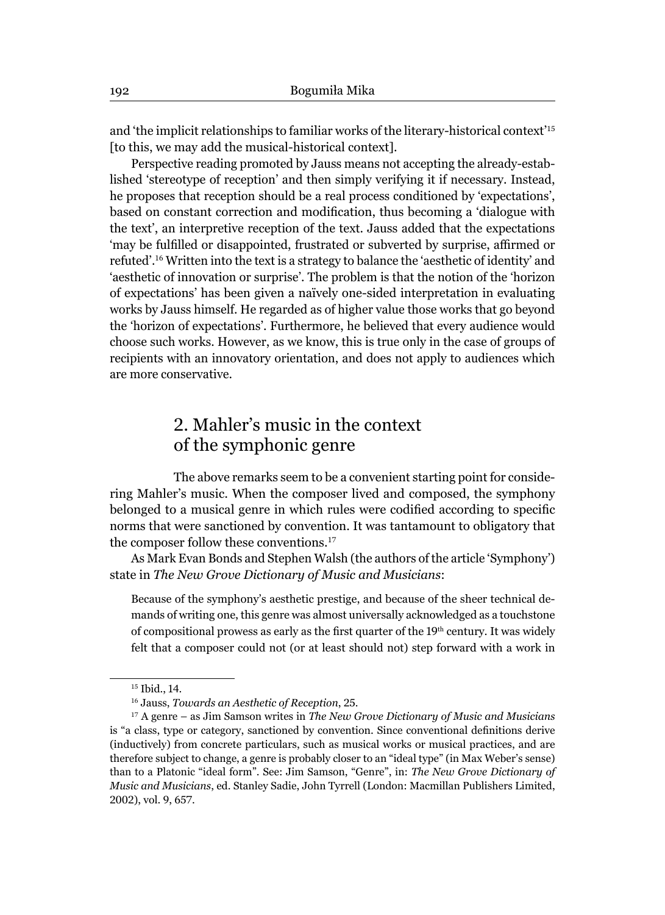and 'the implicit relationships to familiar works of the literary-historical context'[15] [to this, we may add the musical-historical context].

Perspective reading promoted by Jauss means not accepting the already-established 'stereotype of reception' and then simply verifying it if necessary. Instead, he proposes that reception should be a real process conditioned by 'expectations', based on constant correction and modification, thus becoming a 'dialogue with the text', an interpretive reception of the text. Jauss added that the expectations 'may be fulfilled or disappointed, frustrated or subverted by surprise, affirmed or refuted'.[16] Written into the text is a strategy to balance the 'aesthetic of identity' and 'aesthetic of innovation or surprise'. The problem is that the notion of the 'horizon of expectations' has been given a naïvely one-sided interpretation in evaluating works by Jauss himself. He regarded as of higher value those works that go beyond the 'horizon of expectations'. Furthermore, he believed that every audience would choose such works. However, as we know, this is true only in the case of groups of recipients with an innovatory orientation, and does not apply to audiences which are more conservative.

## 2. Mahler's music in the context of the symphonic genre

The above remarks seem to be a convenient starting point for considering Mahler's music. When the composer lived and composed, the symphony belonged to a musical genre in which rules were codified according to specific norms that were sanctioned by convention. It was tantamount to obligatory that the composer follow these conventions.[17]

As Mark Evan Bonds and Stephen Walsh (the authors of the article 'Symphony') state in *The New Grove Dictionary of Music and Musicians*:

> Because of the symphony's aesthetic prestige, and because of the sheer technical demands of writing one, this genre was almost universally acknowledged as a touchstone of compositional prowess as early as the first quarter of the 19th century. It was widely felt that a composer could not (or at least should not) step forward with a work in

[15] Ibid., 14.

[16] Jauss, *Towards an Aesthetic of Reception*, 25.

[17] A genre – as Jim Samson writes in *The New Grove Dictionary of Music and Musicians* is "a class, type or category, sanctioned by convention. Since conventional definitions derive (inductively) from concrete particulars, such as musical works or musical practices, and are therefore subject to change, a genre is probably closer to an "ideal type" (in Max Weber's sense) than to a Platonic "ideal form". See: Jim Samson, "Genre", in: *The New Grove Dictionary of Music and Musicians*, ed. Stanley Sadie, John Tyrrell (London: Macmillan Publishers Limited, 2002), vol. 9, 657.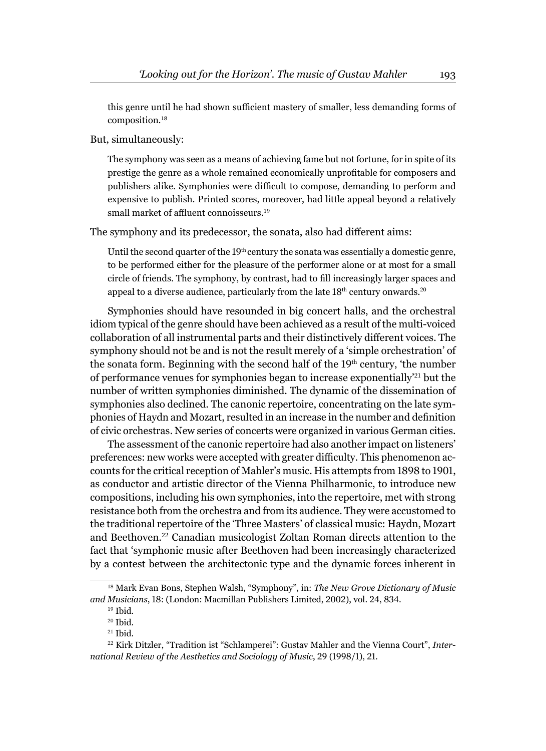this genre until he had shown sufficient mastery of smaller, less demanding forms of composition.[18]

But, simultaneously:

> The symphony was seen as a means of achieving fame but not fortune, for in spite of its prestige the genre as a whole remained economically unprofitable for composers and publishers alike. Symphonies were difficult to compose, demanding to perform and expensive to publish. Printed scores, moreover, had little appeal beyond a relatively small market of affluent connoisseurs.[19]

The symphony and its predecessor, the sonata, also had different aims:

> Until the second quarter of the 19th century the sonata was essentially a domestic genre, to be performed either for the pleasure of the performer alone or at most for a small circle of friends. The symphony, by contrast, had to fill increasingly larger spaces and appeal to a diverse audience, particularly from the late 18th century onwards.[20]

Symphonies should have resounded in big concert halls, and the orchestral idiom typical of the genre should have been achieved as a result of the multi-voiced collaboration of all instrumental parts and their distinctively different voices. The symphony should not be and is not the result merely of a 'simple orchestration' of the sonata form. Beginning with the second half of the 19th century, 'the number of performance venues for symphonies began to increase exponentially'[21] but the number of written symphonies diminished. The dynamic of the dissemination of symphonies also declined. The canonic repertoire, concentrating on the late symphonies of Haydn and Mozart, resulted in an increase in the number and definition of civic orchestras. New series of concerts were organized in various German cities.

The assessment of the canonic repertoire had also another impact on listeners' preferences: new works were accepted with greater difficulty. This phenomenon accounts for the critical reception of Mahler's music. His attempts from 1898 to 1901, as conductor and artistic director of the Vienna Philharmonic, to introduce new compositions, including his own symphonies, into the repertoire, met with strong resistance both from the orchestra and from its audience. They were accustomed to the traditional repertoire of the 'Three Masters' of classical music: Haydn, Mozart and Beethoven.[22] Canadian musicologist Zoltan Roman directs attention to the fact that 'symphonic music after Beethoven had been increasingly characterized by a contest between the architectonic type and the dynamic forces inherent in

---

[18] Mark Evan Bons, Stephen Walsh, "Symphony", in: *The New Grove Dictionary of Music and Musicians*, 18: (London: Macmillan Publishers Limited, 2002), vol. 24, 834.

[19] Ibid.

[20] Ibid.

[21] Ibid.

[22] Kirk Ditzler, "Tradition ist "Schlamperei": Gustav Mahler and the Vienna Court", *International Review of the Aesthetics and Sociology of Music*, 29 (1998/1), 21.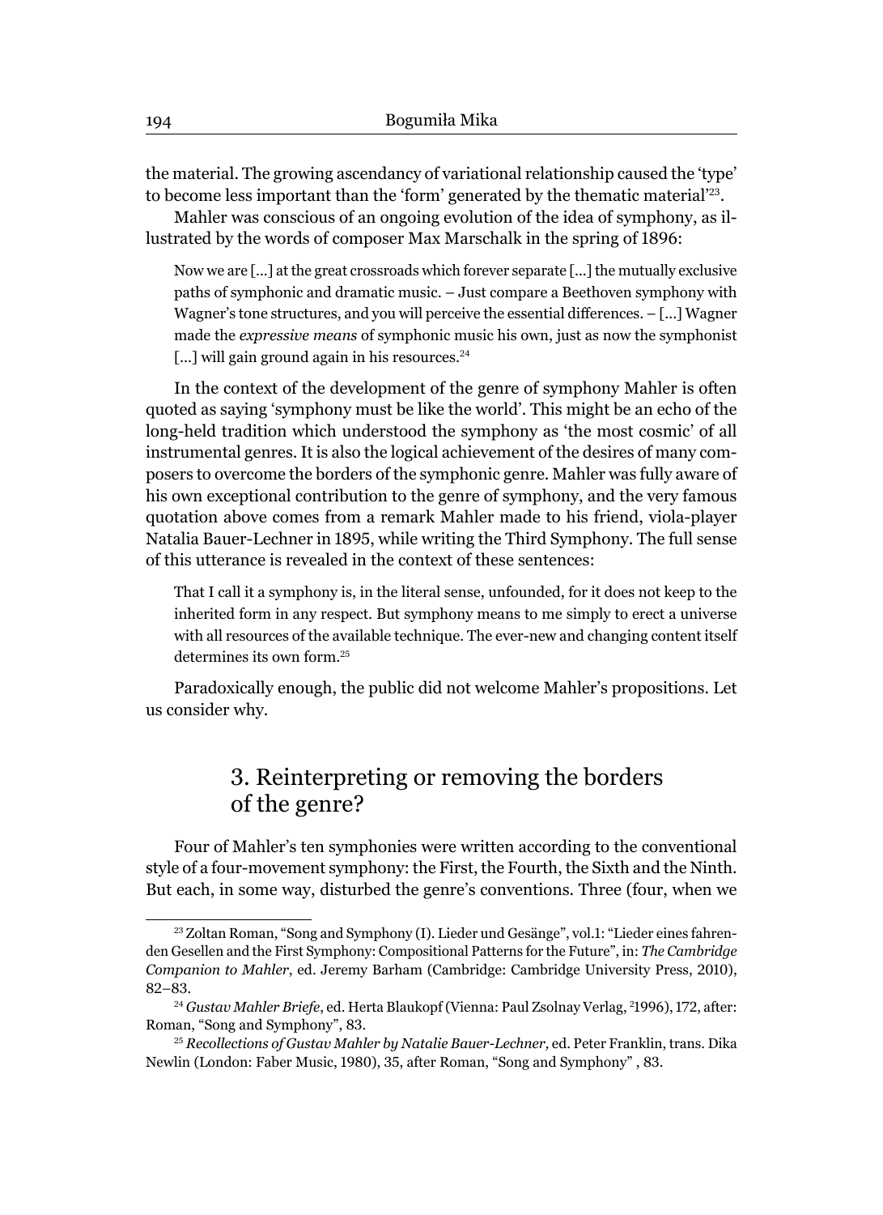the material. The growing ascendancy of variational relationship caused the 'type' to become less important than the 'form' generated by the thematic material'[23].

Mahler was conscious of an ongoing evolution of the idea of symphony, as illustrated by the words of composer Max Marschalk in the spring of 1896:

> Now we are [...] at the great crossroads which forever separate [...] the mutually exclusive paths of symphonic and dramatic music. – Just compare a Beethoven symphony with Wagner's tone structures, and you will perceive the essential differences. – [...] Wagner made the *expressive means* of symphonic music his own, just as now the symphonist [...] will gain ground again in his resources.[24]

In the context of the development of the genre of symphony Mahler is often quoted as saying 'symphony must be like the world'. This might be an echo of the long-held tradition which understood the symphony as 'the most cosmic' of all instrumental genres. It is also the logical achievement of the desires of many composers to overcome the borders of the symphonic genre. Mahler was fully aware of his own exceptional contribution to the genre of symphony, and the very famous quotation above comes from a remark Mahler made to his friend, viola-player Natalia Bauer-Lechner in 1895, while writing the Third Symphony. The full sense of this utterance is revealed in the context of these sentences:

> That I call it a symphony is, in the literal sense, unfounded, for it does not keep to the inherited form in any respect. But symphony means to me simply to erect a universe with all resources of the available technique. The ever-new and changing content itself determines its own form.[25]

Paradoxically enough, the public did not welcome Mahler's propositions. Let us consider why.

## 3. Reinterpreting or removing the borders of the genre?

Four of Mahler's ten symphonies were written according to the conventional style of a four-movement symphony: the First, the Fourth, the Sixth and the Ninth. But each, in some way, disturbed the genre's conventions. Three (four, when we

---

[23] Zoltan Roman, "Song and Symphony (I). Lieder und Gesänge", vol.1: "Lieder eines fahrenden Gesellen and the First Symphony: Compositional Patterns for the Future", in: *The Cambridge Companion to Mahler*, ed. Jeremy Barham (Cambridge: Cambridge University Press, 2010), 82–83.

[24] *Gustav Mahler Briefe*, ed. Herta Blaukopf (Vienna: Paul Zsolnay Verlag, [2]1996), 172, after: Roman, "Song and Symphony", 83.

[25] *Recollections of Gustav Mahler by Natalie Bauer-Lechner,* ed. Peter Franklin, trans. Dika Newlin (London: Faber Music, 1980), 35, after Roman, "Song and Symphony" , 83.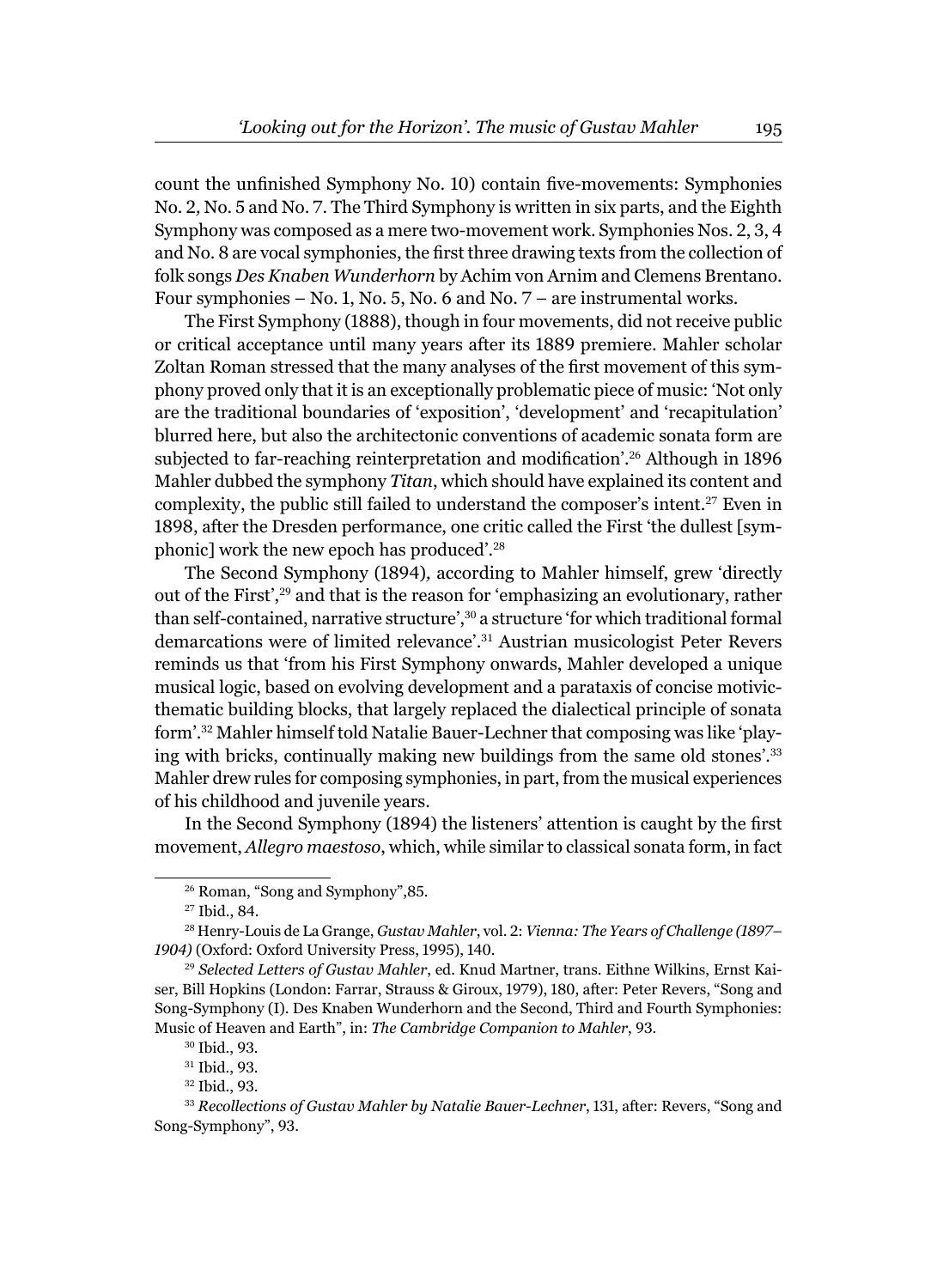count the unfinished Symphony No. 10) contain five-movements: Symphonies No. 2, No. 5 and No. 7. The Third Symphony is written in six parts, and the Eighth Symphony was composed as a mere two-movement work. Symphonies Nos. 2, 3, 4 and No. 8 are vocal symphonies, the first three drawing texts from the collection of folk songs *Des Knaben Wunderhorn* by Achim von Arnim and Clemens Brentano. Four symphonies – No. 1, No. 5, No. 6 and No. 7 – are instrumental works.

The First Symphony (1888), though in four movements, did not receive public or critical acceptance until many years after its 1889 premiere. Mahler scholar Zoltan Roman stressed that the many analyses of the first movement of this symphony proved only that it is an exceptionally problematic piece of music: 'Not only are the traditional boundaries of 'exposition', 'development' and 'recapitulation' blurred here, but also the architectonic conventions of academic sonata form are subjected to far-reaching reinterpretation and modification'.[26] Although in 1896 Mahler dubbed the symphony *Titan*, which should have explained its content and complexity, the public still failed to understand the composer's intent.[27] Even in 1898, after the Dresden performance, one critic called the First 'the dullest [symphonic] work the new epoch has produced'.[28]

The Second Symphony (1894), according to Mahler himself, grew 'directly out of the First',[29] and that is the reason for 'emphasizing an evolutionary, rather than self-contained, narrative structure',[30] a structure 'for which traditional formal demarcations were of limited relevance'.[31] Austrian musicologist Peter Revers reminds us that 'from his First Symphony onwards, Mahler developed a unique musical logic, based on evolving development and a parataxis of concise motivic-thematic building blocks, that largely replaced the dialectical principle of sonata form'.[32] Mahler himself told Natalie Bauer-Lechner that composing was like 'playing with bricks, continually making new buildings from the same old stones'.[33] Mahler drew rules for composing symphonies, in part, from the musical experiences of his childhood and juvenile years.

In the Second Symphony (1894) the listeners' attention is caught by the first movement, *Allegro maestoso*, which, while similar to classical sonata form, in fact

---

[26] Roman, "Song and Symphony",85.

[27] Ibid., 84.

[28] Henry-Louis de La Grange, *Gustav Mahler*, vol. 2: *Vienna: The Years of Challenge (1897–1904)* (Oxford: Oxford University Press, 1995), 140.

[29] *Selected Letters of Gustav Mahler*, ed. Knud Martner, trans. Eithne Wilkins, Ernst Kaiser, Bill Hopkins (London: Farrar, Strauss & Giroux, 1979), 180, after: Peter Revers, "Song and Song-Symphony (I). Des Knaben Wunderhorn and the Second, Third and Fourth Symphonies: Music of Heaven and Earth", in: *The Cambridge Companion to Mahler*, 93.

[30] Ibid., 93.

[31] Ibid., 93.

[32] Ibid., 93.

[33] *Recollections of Gustav Mahler by Natalie Bauer-Lechner*, 131, after: Revers, "Song and Song-Symphony", 93.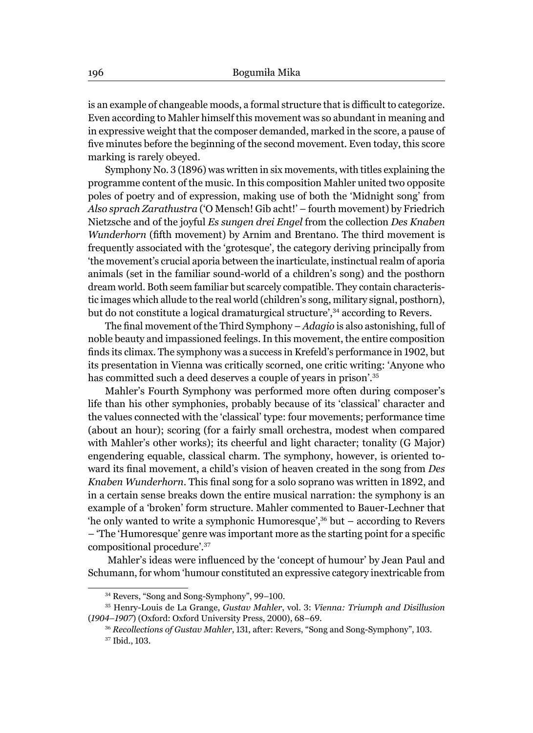is an example of changeable moods, a formal structure that is difficult to categorize. Even according to Mahler himself this movement was so abundant in meaning and in expressive weight that the composer demanded, marked in the score, a pause of five minutes before the beginning of the second movement. Even today, this score marking is rarely obeyed.

Symphony No. 3 (1896) was written in six movements, with titles explaining the programme content of the music. In this composition Mahler united two opposite poles of poetry and of expression, making use of both the 'Midnight song' from *Also sprach Zarathustra* ('O Mensch! Gib acht!' – fourth movement) by Friedrich Nietzsche and of the joyful *Es sungen drei Engel* from the collection *Des Knaben Wunderhorn* (fifth movement) by Arnim and Brentano. The third movement is frequently associated with the 'grotesque', the category deriving principally from 'the movement's crucial aporia between the inarticulate, instinctual realm of aporia animals (set in the familiar sound-world of a children's song) and the posthorn dream world. Both seem familiar but scarcely compatible. They contain characteristic images which allude to the real world (children's song, military signal, posthorn), but do not constitute a logical dramaturgical structure',[34] according to Revers.

The final movement of the Third Symphony – *Adagio* is also astonishing, full of noble beauty and impassioned feelings. In this movement, the entire composition finds its climax. The symphony was a success in Krefeld's performance in 1902, but its presentation in Vienna was critically scorned, one critic writing: 'Anyone who has committed such a deed deserves a couple of years in prison'.[35]

Mahler's Fourth Symphony was performed more often during composer's life than his other symphonies, probably because of its 'classical' character and the values connected with the 'classical' type: four movements; performance time (about an hour); scoring (for a fairly small orchestra, modest when compared with Mahler's other works); its cheerful and light character; tonality (G Major) engendering equable, classical charm. The symphony, however, is oriented toward its final movement, a child's vision of heaven created in the song from *Des Knaben Wunderhorn*. This final song for a solo soprano was written in 1892, and in a certain sense breaks down the entire musical narration: the symphony is an example of a 'broken' form structure. Mahler commented to Bauer-Lechner that 'he only wanted to write a symphonic Humoresque',[36] but – according to Revers – 'The 'Humoresque' genre was important more as the starting point for a specific compositional procedure'.[37]

Mahler's ideas were influenced by the 'concept of humour' by Jean Paul and Schumann, for whom 'humour constituted an expressive category inextricable from

---

[34] Revers, "Song and Song-Symphony", 99–100.

[35] Henry-Louis de La Grange, *Gustav Mahler*, vol. 3: *Vienna: Triumph and Disillusion (1904–1907)* (Oxford: Oxford University Press, 2000), 68–69.

[36] *Recollections of Gustav Mahler*, 131, after: Revers, "Song and Song-Symphony", 103.

[37] Ibid., 103.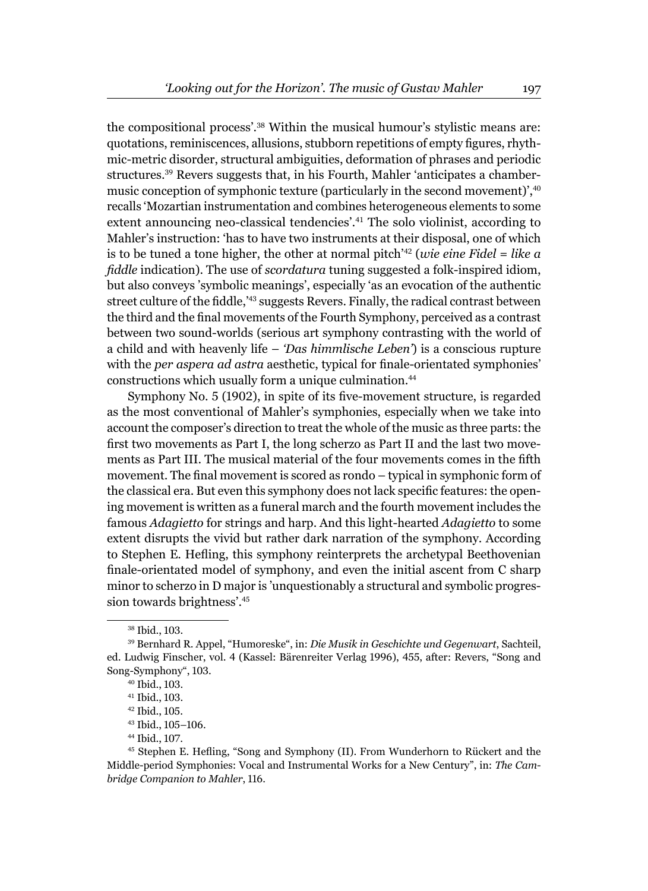the compositional process'.[38] Within the musical humour's stylistic means are: quotations, reminiscences, allusions, stubborn repetitions of empty figures, rhythmic-metric disorder, structural ambiguities, deformation of phrases and periodic structures.[39] Revers suggests that, in his Fourth, Mahler 'anticipates a chamber-music conception of symphonic texture (particularly in the second movement)',[40] recalls 'Mozartian instrumentation and combines heterogeneous elements to some extent announcing neo-classical tendencies'.[41] The solo violinist, according to Mahler's instruction: 'has to have two instruments at their disposal, one of which is to be tuned a tone higher, the other at normal pitch'[42] (*wie eine Fidel = like a fiddle* indication). The use of *scordatura* tuning suggested a folk-inspired idiom, but also conveys 'symbolic meanings', especially 'as an evocation of the authentic street culture of the fiddle,'[43] suggests Revers. Finally, the radical contrast between the third and the final movements of the Fourth Symphony, perceived as a contrast between two sound-worlds (serious art symphony contrasting with the world of a child and with heavenly life – *'Das himmlische Leben'*) is a conscious rupture with the *per aspera ad astra* aesthetic, typical for finale-orientated symphonies' constructions which usually form a unique culmination.[44]

Symphony No. 5 (1902), in spite of its five-movement structure, is regarded as the most conventional of Mahler's symphonies, especially when we take into account the composer's direction to treat the whole of the music as three parts: the first two movements as Part I, the long scherzo as Part II and the last two movements as Part III. The musical material of the four movements comes in the fifth movement. The final movement is scored as rondo – typical in symphonic form of the classical era. But even this symphony does not lack specific features: the opening movement is written as a funeral march and the fourth movement includes the famous *Adagietto* for strings and harp. And this light-hearted *Adagietto* to some extent disrupts the vivid but rather dark narration of the symphony. According to Stephen E. Hefling, this symphony reinterprets the archetypal Beethovenian finale-orientated model of symphony, and even the initial ascent from C sharp minor to scherzo in D major is 'unquestionably a structural and symbolic progression towards brightness'.[45]

[38] Ibid., 103.

[39] Bernhard R. Appel, "Humoreske", in: *Die Musik in Geschichte und Gegenwart*, Sachteil, ed. Ludwig Finscher, vol. 4 (Kassel: Bärenreiter Verlag 1996), 455, after: Revers, "Song and Song-Symphony", 103.

[40] Ibid., 103.

[41] Ibid., 103.

[42] Ibid., 105.

[43] Ibid., 105–106.

[44] Ibid., 107.

[45] Stephen E. Hefling, "Song and Symphony (II). From Wunderhorn to Rückert and the Middle-period Symphonies: Vocal and Instrumental Works for a New Century", in: *The Cambridge Companion to Mahler*, 116.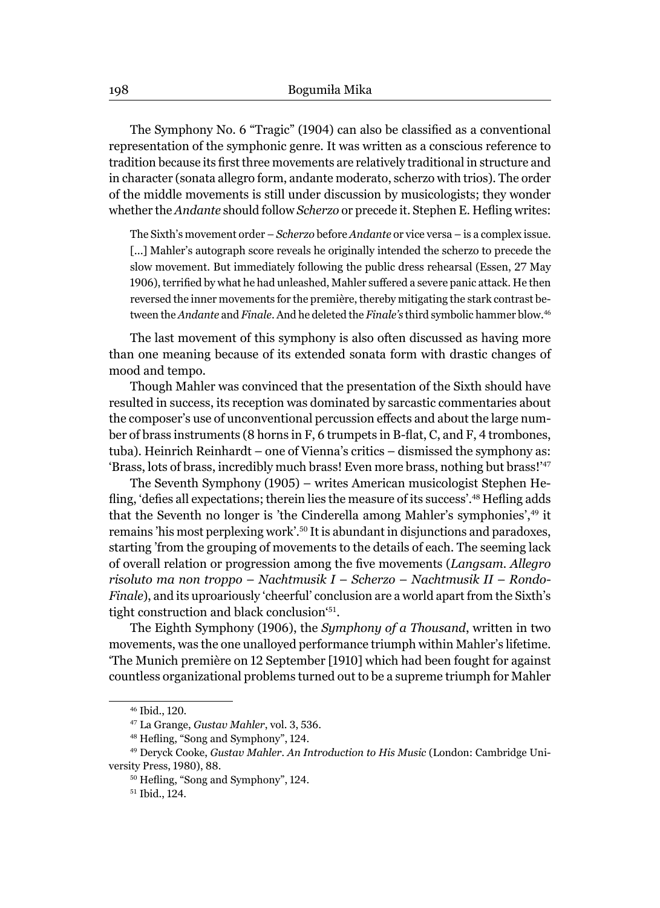The Symphony No. 6 "Tragic" (1904) can also be classified as a conventional representation of the symphonic genre. It was written as a conscious reference to tradition because its first three movements are relatively traditional in structure and in character (sonata allegro form, andante moderato, scherzo with trios). The order of the middle movements is still under discussion by musicologists; they wonder whether the *Andante* should follow *Scherzo* or precede it. Stephen E. Hefling writes:

> The Sixth's movement order – *Scherzo* before *Andante* or vice versa – is a complex issue. [...] Mahler's autograph score reveals he originally intended the scherzo to precede the slow movement. But immediately following the public dress rehearsal (Essen, 27 May 1906), terrified by what he had unleashed, Mahler suffered a severe panic attack. He then reversed the inner movements for the première, thereby mitigating the stark contrast between the *Andante* and *Finale*. And he deleted the *Finale's* third symbolic hammer blow.[46]

The last movement of this symphony is also often discussed as having more than one meaning because of its extended sonata form with drastic changes of mood and tempo.

Though Mahler was convinced that the presentation of the Sixth should have resulted in success, its reception was dominated by sarcastic commentaries about the composer's use of unconventional percussion effects and about the large number of brass instruments (8 horns in F, 6 trumpets in B-flat, C, and F, 4 trombones, tuba). Heinrich Reinhardt – one of Vienna's critics – dismissed the symphony as: 'Brass, lots of brass, incredibly much brass! Even more brass, nothing but brass!'[47]

The Seventh Symphony (1905) – writes American musicologist Stephen Hefling, 'defies all expectations; therein lies the measure of its success'.[48] Hefling adds that the Seventh no longer is 'the Cinderella among Mahler's symphonies',[49] it remains 'his most perplexing work'.[50] It is abundant in disjunctions and paradoxes, starting 'from the grouping of movements to the details of each. The seeming lack of overall relation or progression among the five movements (*Langsam. Allegro risoluto ma non troppo – Nachtmusik I – Scherzo – Nachtmusik II – Rondo-Finale*), and its uproariously 'cheerful' conclusion are a world apart from the Sixth's tight construction and black conclusion'[51].

The Eighth Symphony (1906), the *Symphony of a Thousand*, written in two movements, was the one unalloyed performance triumph within Mahler's lifetime. 'The Munich première on 12 September [1910] which had been fought for against countless organizational problems turned out to be a supreme triumph for Mahler

---

[46] Ibid., 120.

[47] La Grange, *Gustav Mahler*, vol. 3, 536.

[48] Hefling, "Song and Symphony", 124.

[49] Deryck Cooke, *Gustav Mahler. An Introduction to His Music* (London: Cambridge University Press, 1980), 88.

[50] Hefling, "Song and Symphony", 124.

[51] Ibid., 124.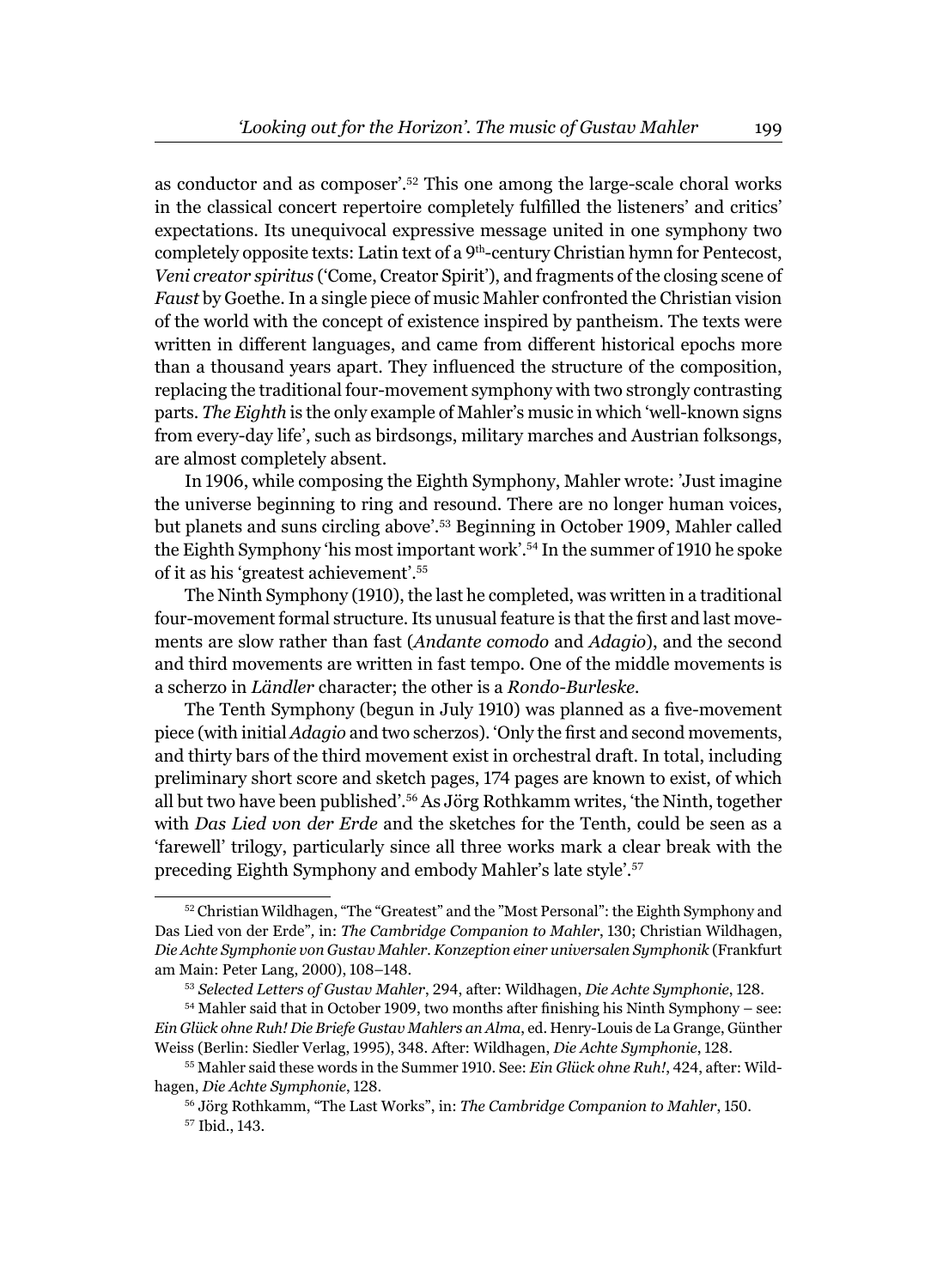as conductor and as composer'.[52] This one among the large-scale choral works in the classical concert repertoire completely fulfilled the listeners' and critics' expectations. Its unequivocal expressive message united in one symphony two completely opposite texts: Latin text of a 9th-century Christian hymn for Pentecost, *Veni creator spiritus* ('Come, Creator Spirit'), and fragments of the closing scene of *Faust* by Goethe. In a single piece of music Mahler confronted the Christian vision of the world with the concept of existence inspired by pantheism. The texts were written in different languages, and came from different historical epochs more than a thousand years apart. They influenced the structure of the composition, replacing the traditional four-movement symphony with two strongly contrasting parts. *The Eighth* is the only example of Mahler's music in which 'well-known signs from every-day life', such as birdsongs, military marches and Austrian folksongs, are almost completely absent.

In 1906, while composing the Eighth Symphony, Mahler wrote: 'Just imagine the universe beginning to ring and resound. There are no longer human voices, but planets and suns circling above'.[53] Beginning in October 1909, Mahler called the Eighth Symphony 'his most important work'.[54] In the summer of 1910 he spoke of it as his 'greatest achievement'.[55]

The Ninth Symphony (1910), the last he completed, was written in a traditional four-movement formal structure. Its unusual feature is that the first and last movements are slow rather than fast (*Andante comodo* and *Adagio*), and the second and third movements are written in fast tempo. One of the middle movements is a scherzo in *Ländler* character; the other is a *Rondo-Burleske*.

The Tenth Symphony (begun in July 1910) was planned as a five-movement piece (with initial *Adagio* and two scherzos). 'Only the first and second movements, and thirty bars of the third movement exist in orchestral draft. In total, including preliminary short score and sketch pages, 174 pages are known to exist, of which all but two have been published'.[56] As Jörg Rothkamm writes, 'the Ninth, together with *Das Lied von der Erde* and the sketches for the Tenth, could be seen as a 'farewell' trilogy, particularly since all three works mark a clear break with the preceding Eighth Symphony and embody Mahler's late style'.[57]

---

[52] Christian Wildhagen, "The "Greatest" and the "Most Personal": the Eighth Symphony and Das Lied von der Erde", in: *The Cambridge Companion to Mahler*, 130; Christian Wildhagen, *Die Achte Symphonie von Gustav Mahler. Konzeption einer universalen Symphonik* (Frankfurt am Main: Peter Lang, 2000), 108–148.

[53] *Selected Letters of Gustav Mahler*, 294, after: Wildhagen, *Die Achte Symphonie*, 128.

[54] Mahler said that in October 1909, two months after finishing his Ninth Symphony – see: *Ein Glück ohne Ruh! Die Briefe Gustav Mahlers an Alma*, ed. Henry-Louis de La Grange, Günther Weiss (Berlin: Siedler Verlag, 1995), 348. After: Wildhagen, *Die Achte Symphonie*, 128.

[55] Mahler said these words in the Summer 1910. See: *Ein Glück ohne Ruh!*, 424, after: Wildhagen, *Die Achte Symphonie*, 128.

[56] Jörg Rothkamm, "The Last Works", in: *The Cambridge Companion to Mahler*, 150.

[57] Ibid., 143.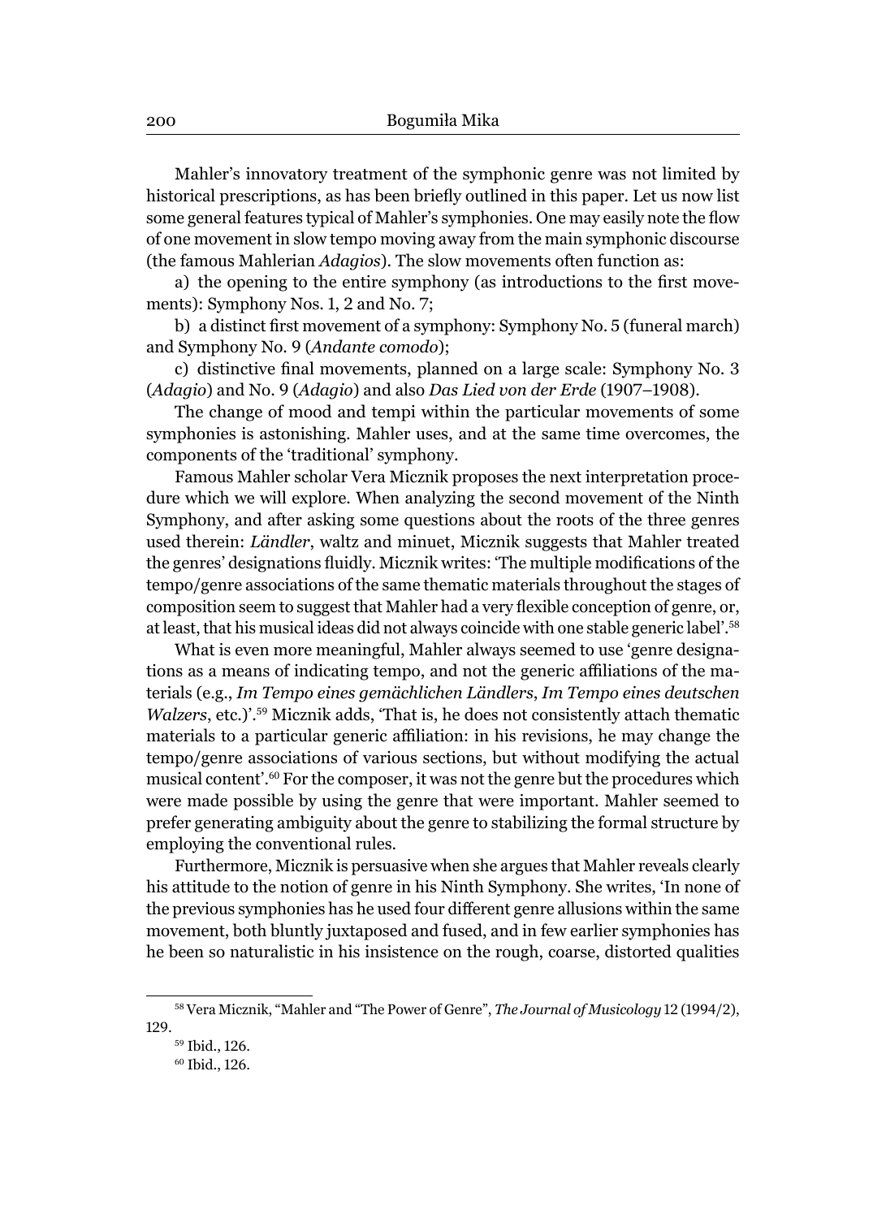Mahler's innovatory treatment of the symphonic genre was not limited by historical prescriptions, as has been briefly outlined in this paper. Let us now list some general features typical of Mahler's symphonies. One may easily note the flow of one movement in slow tempo moving away from the main symphonic discourse (the famous Mahlerian *Adagios*). The slow movements often function as:

a) the opening to the entire symphony (as introductions to the first movements): Symphony Nos. 1, 2 and No. 7;

b) a distinct first movement of a symphony: Symphony No. 5 (funeral march) and Symphony No. 9 (*Andante comodo*);

c) distinctive final movements, planned on a large scale: Symphony No. 3 (*Adagio*) and No. 9 (*Adagio*) and also *Das Lied von der Erde* (1907–1908).

The change of mood and tempi within the particular movements of some symphonies is astonishing. Mahler uses, and at the same time overcomes, the components of the 'traditional' symphony.

Famous Mahler scholar Vera Micznik proposes the next interpretation procedure which we will explore. When analyzing the second movement of the Ninth Symphony, and after asking some questions about the roots of the three genres used therein: *Ländler*, waltz and minuet, Micznik suggests that Mahler treated the genres' designations fluidly. Micznik writes: 'The multiple modifications of the tempo/genre associations of the same thematic materials throughout the stages of composition seem to suggest that Mahler had a very flexible conception of genre, or, at least, that his musical ideas did not always coincide with one stable generic label'.[58]

What is even more meaningful, Mahler always seemed to use 'genre designations as a means of indicating tempo, and not the generic affiliations of the materials (e.g., *Im Tempo eines gemächlichen Ländlers*, *Im Tempo eines deutschen Walzers*, etc.)'.[59] Micznik adds, 'That is, he does not consistently attach thematic materials to a particular generic affiliation: in his revisions, he may change the tempo/genre associations of various sections, but without modifying the actual musical content'.[60] For the composer, it was not the genre but the procedures which were made possible by using the genre that were important. Mahler seemed to prefer generating ambiguity about the genre to stabilizing the formal structure by employing the conventional rules.

Furthermore, Micznik is persuasive when she argues that Mahler reveals clearly his attitude to the notion of genre in his Ninth Symphony. She writes, 'In none of the previous symphonies has he used four different genre allusions within the same movement, both bluntly juxtaposed and fused, and in few earlier symphonies has he been so naturalistic in his insistence on the rough, coarse, distorted qualities

---

[58] Vera Micznik, "Mahler and "The Power of Genre", *The Journal of Musicology* 12 (1994/2), 129.

[59] Ibid., 126.

[60] Ibid., 126.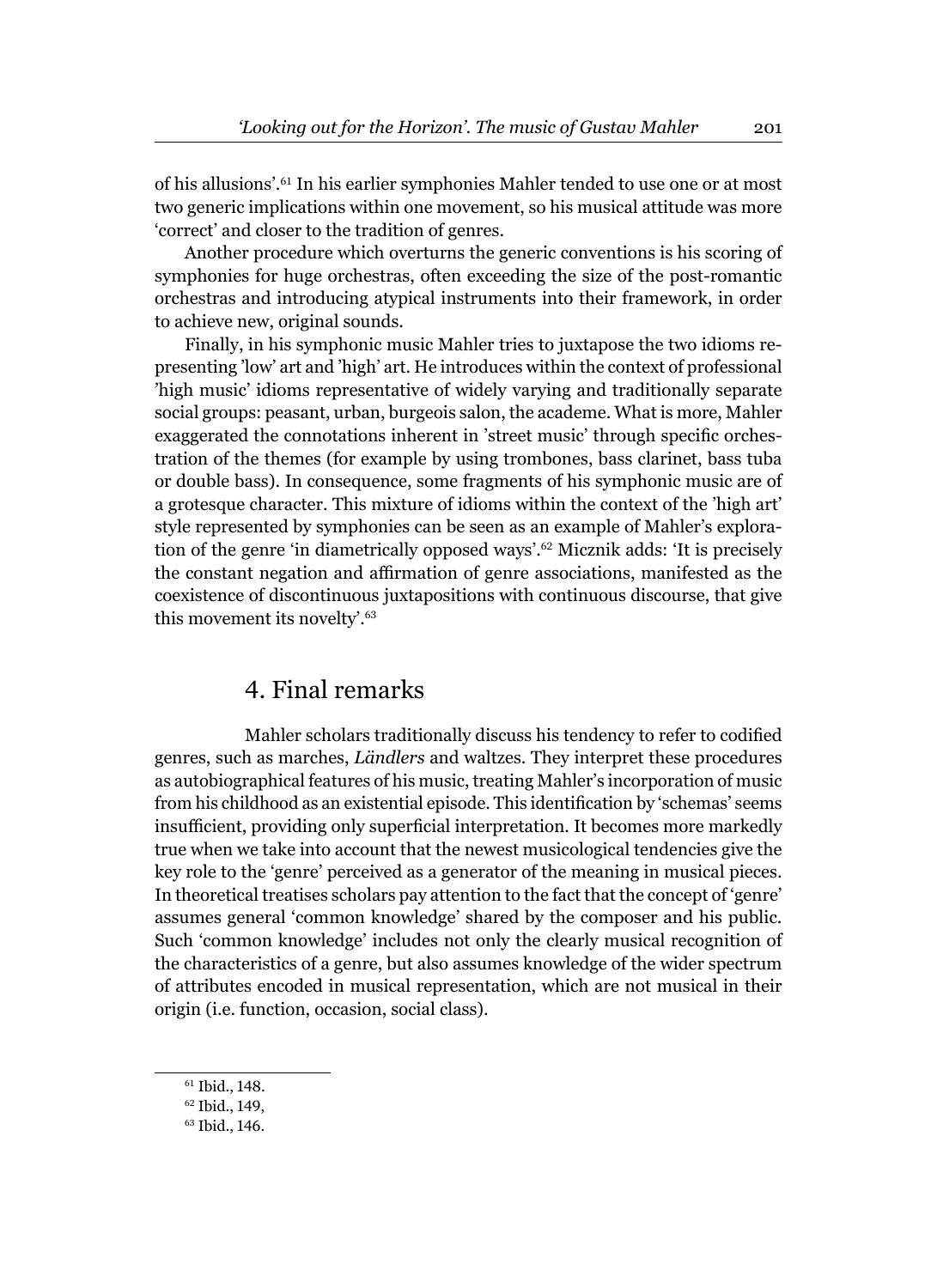of his allusions'.[61] In his earlier symphonies Mahler tended to use one or at most two generic implications within one movement, so his musical attitude was more 'correct' and closer to the tradition of genres.

Another procedure which overturns the generic conventions is his scoring of symphonies for huge orchestras, often exceeding the size of the post-romantic orchestras and introducing atypical instruments into their framework, in order to achieve new, original sounds.

Finally, in his symphonic music Mahler tries to juxtapose the two idioms representing 'low' art and 'high' art. He introduces within the context of professional 'high music' idioms representative of widely varying and traditionally separate social groups: peasant, urban, burgeois salon, the academe. What is more, Mahler exaggerated the connotations inherent in 'street music' through specific orchestration of the themes (for example by using trombones, bass clarinet, bass tuba or double bass). In consequence, some fragments of his symphonic music are of a grotesque character. This mixture of idioms within the context of the 'high art' style represented by symphonies can be seen as an example of Mahler's exploration of the genre 'in diametrically opposed ways'.[62] Micznik adds: 'It is precisely the constant negation and affirmation of genre associations, manifested as the coexistence of discontinuous juxtapositions with continuous discourse, that give this movement its novelty'.[63]

## 4. Final remarks

Mahler scholars traditionally discuss his tendency to refer to codified genres, such as marches, *Ländlers* and waltzes. They interpret these procedures as autobiographical features of his music, treating Mahler's incorporation of music from his childhood as an existential episode. This identification by 'schemas' seems insufficient, providing only superficial interpretation. It becomes more markedly true when we take into account that the newest musicological tendencies give the key role to the 'genre' perceived as a generator of the meaning in musical pieces. In theoretical treatises scholars pay attention to the fact that the concept of 'genre' assumes general 'common knowledge' shared by the composer and his public. Such 'common knowledge' includes not only the clearly musical recognition of the characteristics of a genre, but also assumes knowledge of the wider spectrum of attributes encoded in musical representation, which are not musical in their origin (i.e. function, occasion, social class).

---

[61] Ibid., 148.

[62] Ibid., 149,

[63] Ibid., 146.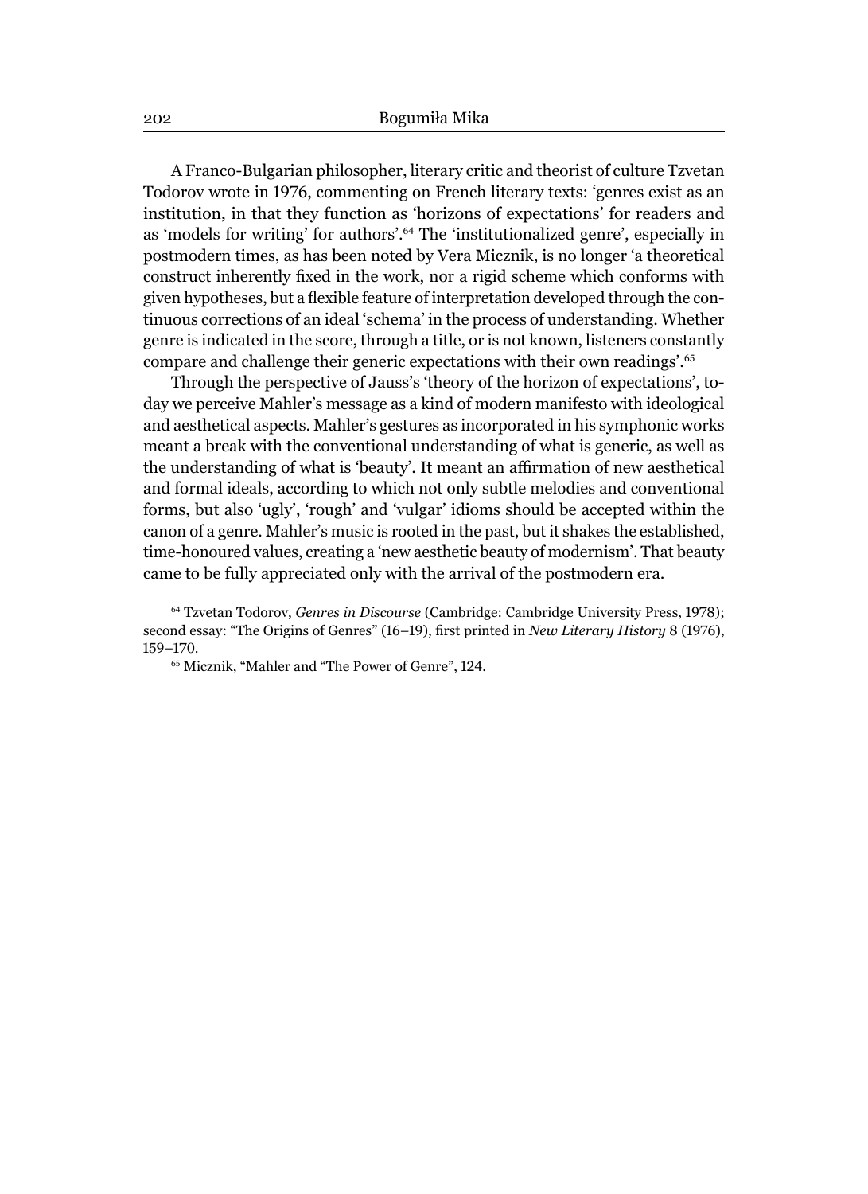A Franco-Bulgarian philosopher, literary critic and theorist of culture Tzvetan Todorov wrote in 1976, commenting on French literary texts: 'genres exist as an institution, in that they function as 'horizons of expectations' for readers and as 'models for writing' for authors'.[64] The 'institutionalized genre', especially in postmodern times, as has been noted by Vera Micznik, is no longer 'a theoretical construct inherently fixed in the work, nor a rigid scheme which conforms with given hypotheses, but a flexible feature of interpretation developed through the continuous corrections of an ideal 'schema' in the process of understanding. Whether genre is indicated in the score, through a title, or is not known, listeners constantly compare and challenge their generic expectations with their own readings'.[65]

Through the perspective of Jauss's 'theory of the horizon of expectations', today we perceive Mahler's message as a kind of modern manifesto with ideological and aesthetical aspects. Mahler's gestures as incorporated in his symphonic works meant a break with the conventional understanding of what is generic, as well as the understanding of what is 'beauty'. It meant an affirmation of new aesthetical and formal ideals, according to which not only subtle melodies and conventional forms, but also 'ugly', 'rough' and 'vulgar' idioms should be accepted within the canon of a genre. Mahler's music is rooted in the past, but it shakes the established, time-honoured values, creating a 'new aesthetic beauty of modernism'. That beauty came to be fully appreciated only with the arrival of the postmodern era.

---

[64] Tzvetan Todorov, *Genres in Discourse* (Cambridge: Cambridge University Press, 1978); second essay: "The Origins of Genres" (16–19), first printed in *New Literary History* 8 (1976), 159–170.

[65] Micznik, "Mahler and "The Power of Genre", 124.